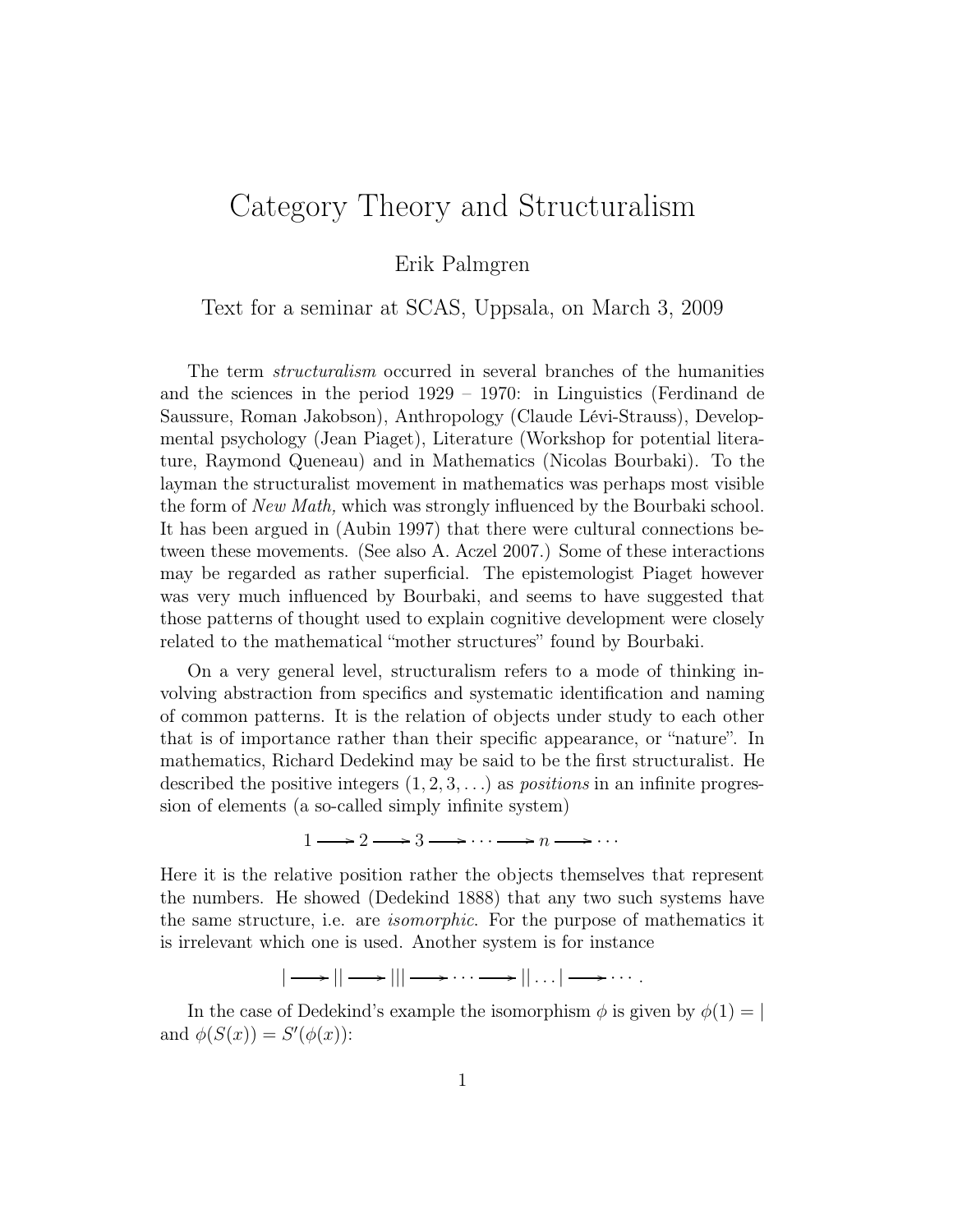# Category Theory and Structuralism

Erik Palmgren

Text for a seminar at SCAS, Uppsala, on March 3, 2009

The term *structuralism* occurred in several branches of the humanities and the sciences in the period 1929 – 1970: in Linguistics (Ferdinand de Saussure, Roman Jakobson), Anthropology (Claude Lévi-Strauss), Developmental psychology (Jean Piaget), Literature (Workshop for potential literature, Raymond Queneau) and in Mathematics (Nicolas Bourbaki). To the layman the structuralist movement in mathematics was perhaps most visible the form of *New Math,* which was strongly influenced by the Bourbaki school. It has been argued in (Aubin 1997) that there were cultural connections between these movements. (See also A. Aczel 2007.) Some of these interactions may be regarded as rather superficial. The epistemologist Piaget however was very much influenced by Bourbaki, and seems to have suggested that those patterns of thought used to explain cognitive development were closely related to the mathematical "mother structures" found by Bourbaki.

On a very general level, structuralism refers to a mode of thinking involving abstraction from specifics and systematic identification and naming of common patterns. It is the relation of objects under study to each other that is of importance rather than their specific appearance, or "nature". In mathematics, Richard Dedekind may be said to be the first structuralist. He described the positive integers $(1, 2, 3, \ldots)$ as *positions* in an infinite progression of elements (a so-called simply infinite system)

$$1 \longrightarrow 2 \longrightarrow 3 \longrightarrow \cdots \longrightarrow n \longrightarrow \cdots$$

Here it is the relative position rather the objects themselves that represent the numbers. He showed (Dedekind 1888) that any two such systems have the same structure, i.e. are *isomorphic*. For the purpose of mathematics it is irrelevant which one is used. Another system is for instance

$$| \longrightarrow || \longrightarrow ||| \longrightarrow \cdots \longrightarrow || \ldots | \longrightarrow \cdots .$$

In the case of Dedekind's example the isomorphism $\phi$ is given by $\phi(1) = |$ and $\phi(S(x)) = S'(\phi(x))$: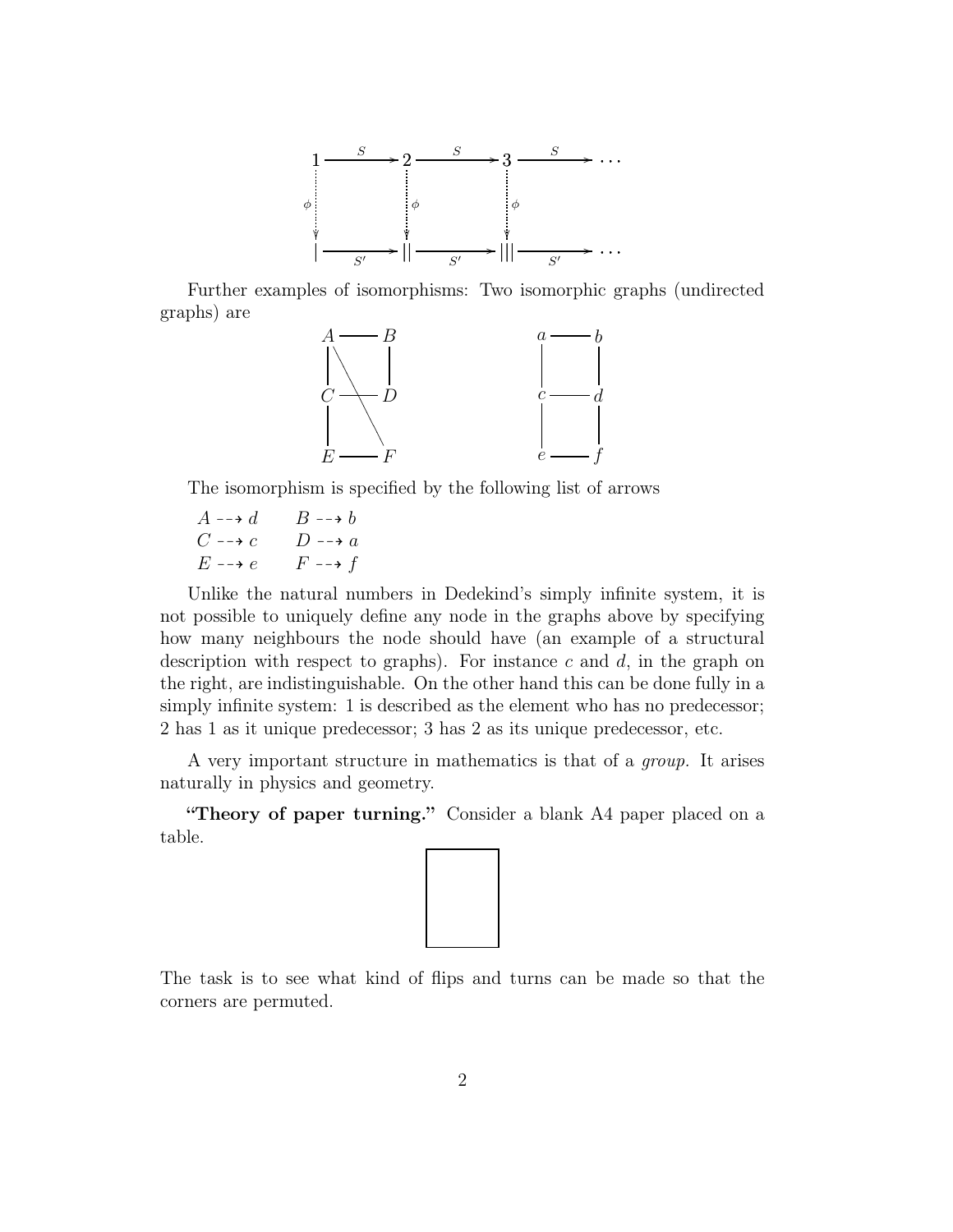Further examples of isomorphisms: Two isomorphic graphs (undirected graphs) are

The isomorphism is specified by the following list of arrows

$A \dashrightarrow d \qquad B \dashrightarrow b$
$C \dashrightarrow c \qquad D \dashrightarrow a$
$E \dashrightarrow e \qquad F \dashrightarrow f$

Unlike the natural numbers in Dedekind's simply infinite system, it is not possible to uniquely define any node in the graphs above by specifying how many neighbours the node should have (an example of a structural description with respect to graphs). For instance $c$ and $d$, in the graph on the right, are indistinguishable. On the other hand this can be done fully in a simply infinite system: 1 is described as the element who has no predecessor; 2 has 1 as it unique predecessor; 3 has 2 as its unique predecessor, etc.

A very important structure in mathematics is that of a *group.* It arises naturally in physics and geometry.

**"Theory of paper turning."** Consider a blank A4 paper placed on a table.

The task is to see what kind of flips and turns can be made so that the corners are permuted.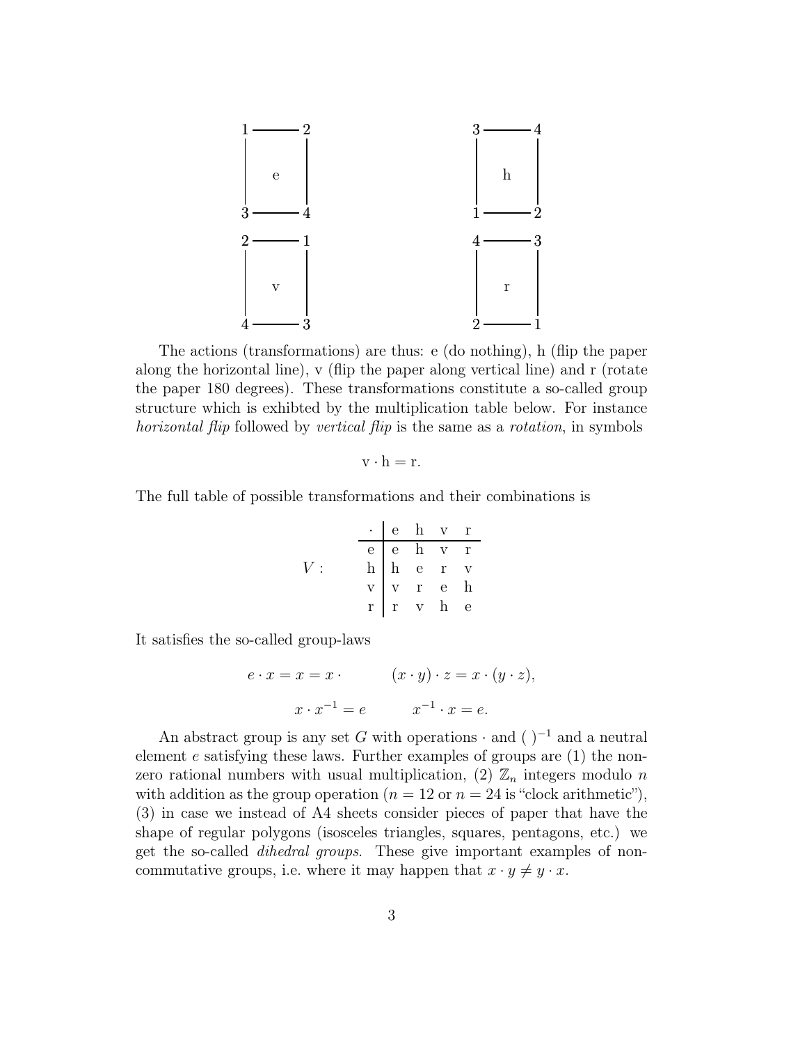| 1 | 2 |
|---|---|
| e | |
| 3 | 4 |

| 3 | 4 |
|---|---|
| h | |
| 1 | 2 |

| 2 | 1 |
|---|---|
| v | |
| 4 | 3 |

| 4 | 3 |
|---|---|
| r | |
| 2 | 1 |

The actions (transformations) are thus: e (do nothing), h (flip the paper along the horizontal line), v (flip the paper along vertical line) and r (rotate the paper 180 degrees). These transformations constitute a so-called group structure which is exhibted by the multiplication table below. For instance *horizontal flip* followed by *vertical flip* is the same as a *rotation*, in symbols

$$\mathrm{v} \cdot \mathrm{h} = \mathrm{r}.$$

The full table of possible transformations and their combinations is

$V$ :

| · | e | h | v | r |
|---|---|---|---|---|
| e | e | h | v | r |
| h | h | e | r | v |
| v | v | r | e | h |
| r | r | v | h | e |

It satisfies the so-called group-laws

$$e \cdot x = x = x \cdot \qquad (x \cdot y) \cdot z = x \cdot (y \cdot z),$$

$$x \cdot x^{-1} = e \qquad x^{-1} \cdot x = e.$$

An abstract group is any set $G$ with operations $\cdot$ and $(\ )^{-1}$ and a neutral element $e$ satisfying these laws. Further examples of groups are (1) the non-zero rational numbers with usual multiplication, (2) $\mathbb{Z}_n$ integers modulo $n$ with addition as the group operation ($n = 12$ or $n = 24$ is "clock arithmetic"), (3) in case we instead of A4 sheets consider pieces of paper that have the shape of regular polygons (isosceles triangles, squares, pentagons, etc.) we get the so-called *dihedral groups*. These give important examples of non-commutative groups, i.e. where it may happen that $x \cdot y \neq y \cdot x$.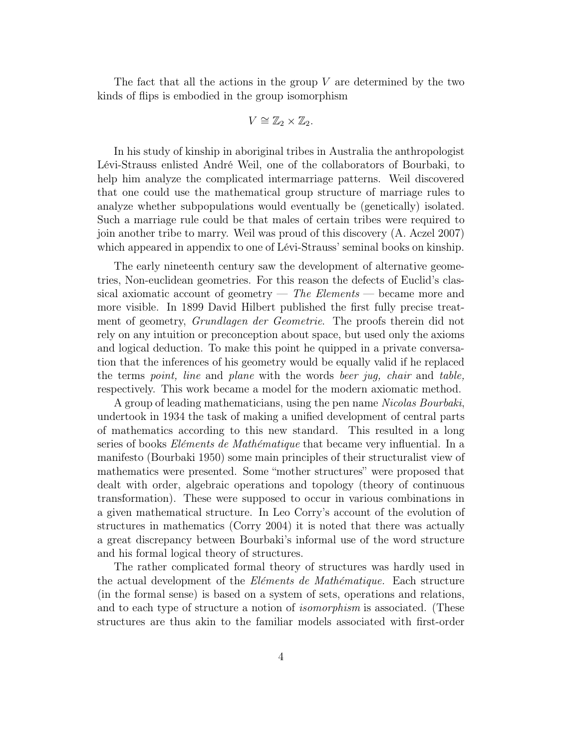The fact that all the actions in the group $V$ are determined by the two kinds of flips is embodied in the group isomorphism

$$V \cong \mathbb{Z}_2 \times \mathbb{Z}_2.$$

In his study of kinship in aboriginal tribes in Australia the anthropologist Lévi-Strauss enlisted André Weil, one of the collaborators of Bourbaki, to help him analyze the complicated intermarriage patterns. Weil discovered that one could use the mathematical group structure of marriage rules to analyze whether subpopulations would eventually be (genetically) isolated. Such a marriage rule could be that males of certain tribes were required to join another tribe to marry. Weil was proud of this discovery (A. Aczel 2007) which appeared in appendix to one of Lévi-Strauss' seminal books on kinship.

The early nineteenth century saw the development of alternative geometries, Non-euclidean geometries. For this reason the defects of Euclid's classical axiomatic account of geometry — *The Elements* — became more and more visible. In 1899 David Hilbert published the first fully precise treatment of geometry, *Grundlagen der Geometrie*. The proofs therein did not rely on any intuition or preconception about space, but used only the axioms and logical deduction. To make this point he quipped in a private conversation that the inferences of his geometry would be equally valid if he replaced the terms *point, line* and *plane* with the words *beer jug, chair* and *table,* respectively. This work became a model for the modern axiomatic method.

A group of leading mathematicians, using the pen name *Nicolas Bourbaki*, undertook in 1934 the task of making a unified development of central parts of mathematics according to this new standard. This resulted in a long series of books *Eléments de Mathématique* that became very influential. In a manifesto (Bourbaki 1950) some main principles of their structuralist view of mathematics were presented. Some "mother structures" were proposed that dealt with order, algebraic operations and topology (theory of continuous transformation). These were supposed to occur in various combinations in a given mathematical structure. In Leo Corry's account of the evolution of structures in mathematics (Corry 2004) it is noted that there was actually a great discrepancy between Bourbaki's informal use of the word structure and his formal logical theory of structures.

The rather complicated formal theory of structures was hardly used in the actual development of the *Eléments de Mathématique.* Each structure (in the formal sense) is based on a system of sets, operations and relations, and to each type of structure a notion of *isomorphism* is associated. (These structures are thus akin to the familiar models associated with first-order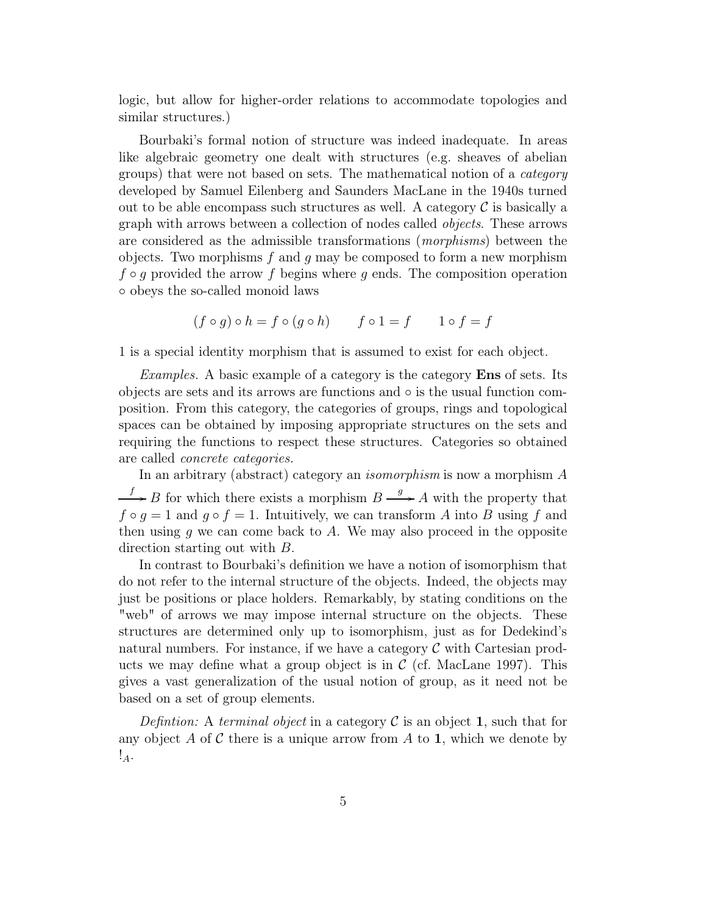logic, but allow for higher-order relations to accommodate topologies and similar structures.)

Bourbaki's formal notion of structure was indeed inadequate. In areas like algebraic geometry one dealt with structures (e.g. sheaves of abelian groups) that were not based on sets. The mathematical notion of a *category* developed by Samuel Eilenberg and Saunders MacLane in the 1940s turned out to be able encompass such structures as well. A category $\mathcal{C}$ is basically a graph with arrows between a collection of nodes called *objects*. These arrows are considered as the admissible transformations (*morphisms*) between the objects. Two morphisms $f$ and $g$ may be composed to form a new morphism $f \circ g$ provided the arrow $f$ begins where $g$ ends. The composition operation $\circ$ obeys the so-called monoid laws

$$(f \circ g) \circ h = f \circ (g \circ h) \qquad f \circ 1 = f \qquad 1 \circ f = f$$

1 is a special identity morphism that is assumed to exist for each object.

*Examples.* A basic example of a category is the category **Ens** of sets. Its objects are sets and its arrows are functions and $\circ$ is the usual function composition. From this category, the categories of groups, rings and topological spaces can be obtained by imposing appropriate structures on the sets and requiring the functions to respect these structures. Categories so obtained are called *concrete categories.*

In an arbitrary (abstract) category an *isomorphism* is now a morphism $A \xrightarrow{f} B$ for which there exists a morphism $B \xrightarrow{g} A$ with the property that $f \circ g = 1$ and $g \circ f = 1$. Intuitively, we can transform $A$ into $B$ using $f$ and then using $g$ we can come back to $A$. We may also proceed in the opposite direction starting out with $B$.

In contrast to Bourbaki's definition we have a notion of isomorphism that do not refer to the internal structure of the objects. Indeed, the objects may just be positions or place holders. Remarkably, by stating conditions on the "web" of arrows we may impose internal structure on the objects. These structures are determined only up to isomorphism, just as for Dedekind's natural numbers. For instance, if we have a category $\mathcal{C}$ with Cartesian products we may define what a group object is in $\mathcal{C}$ (cf. MacLane 1997). This gives a vast generalization of the usual notion of group, as it need not be based on a set of group elements.

*Defintion:* A *terminal object* in a category $\mathcal{C}$ is an object $\mathbf{1}$, such that for any object $A$ of $\mathcal{C}$ there is a unique arrow from $A$ to $\mathbf{1}$, which we denote by $!_A$.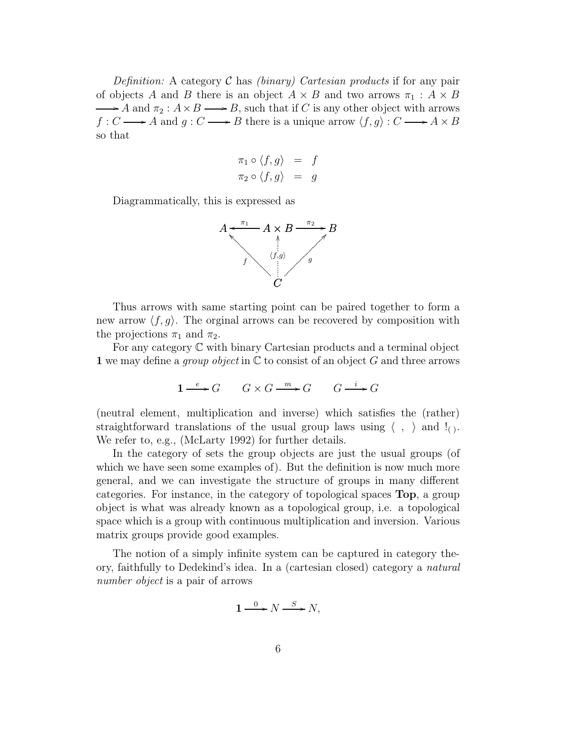*Definition:* A category $\mathcal{C}$ has *(binary) Cartesian products* if for any pair of objects $A$ and $B$ there is an object $A \times B$ and two arrows $\pi_1 : A \times B \longrightarrow A$ and $\pi_2 : A \times B \longrightarrow B$, such that if $C$ is any other object with arrows $f : C \longrightarrow A$ and $g : C \longrightarrow B$ there is a unique arrow $\langle f, g \rangle : C \longrightarrow A \times B$ so that

$$
\begin{aligned}
\pi_1 \circ \langle f, g \rangle &= f \\
\pi_2 \circ \langle f, g \rangle &= g
\end{aligned}
$$

Diagrammatically, this is expressed as

$$
\begin{array}{ccccc}
A & \xleftarrow{\pi_1} & A \times B & \xrightarrow{\pi_2} & B \\
& {\scriptstyle f} \nwarrow & \uparrow {\scriptstyle \langle f,g \rangle} & \nearrow {\scriptstyle g} & \\
& & C & &
\end{array}
$$

Thus arrows with same starting point can be paired together to form a new arrow $\langle f, g \rangle$. The orginal arrows can be recovered by composition with the projections $\pi_1$ and $\pi_2$.

For any category $\mathbb{C}$ with binary Cartesian products and a terminal object $\mathbf{1}$ we may define a *group object* in $\mathbb{C}$ to consist of an object $G$ and three arrows

$$
\mathbf{1} \xrightarrow{e} G \qquad G \times G \xrightarrow{m} G \qquad G \xrightarrow{i} G
$$

(neutral element, multiplication and inverse) which satisfies the (rather) straightforward translations of the usual group laws using $\langle \ , \ \rangle$ and $!_{(\,)}$. We refer to, e.g., (McLarty 1992) for further details.

In the category of sets the group objects are just the usual groups (of which we have seen some examples of). But the definition is now much more general, and we can investigate the structure of groups in many different categories. For instance, in the category of topological spaces **Top**, a group object is what was already known as a topological group, i.e. a topological space which is a group with continuous multiplication and inversion. Various matrix groups provide good examples.

The notion of a simply infinite system can be captured in category theory, faithfully to Dedekind's idea. In a (cartesian closed) category a *natural number object* is a pair of arrows

$$
\mathbf{1} \xrightarrow{0} N \xrightarrow{S} N,
$$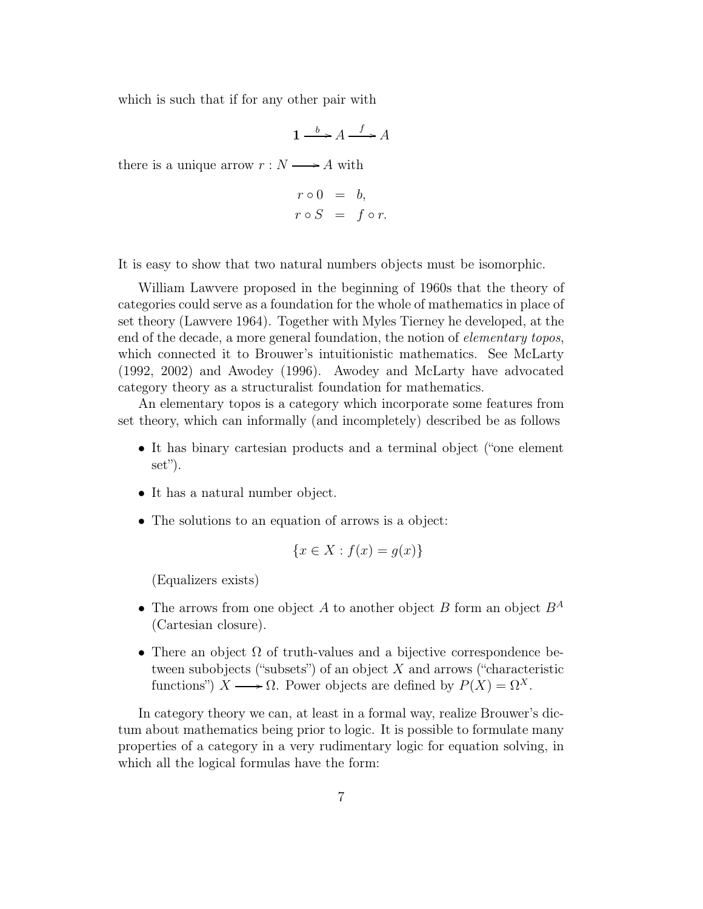which is such that if for any other pair with

$$\mathbf{1} \xrightarrow{b} A \xrightarrow{f} A$$

there is a unique arrow $r : N \longrightarrow A$ with

$$\begin{aligned} r \circ 0 &= b, \\ r \circ S &= f \circ r. \end{aligned}$$

It is easy to show that two natural numbers objects must be isomorphic.

William Lawvere proposed in the beginning of 1960s that the theory of categories could serve as a foundation for the whole of mathematics in place of set theory (Lawvere 1964). Together with Myles Tierney he developed, at the end of the decade, a more general foundation, the notion of *elementary topos*, which connected it to Brouwer's intuitionistic mathematics. See McLarty (1992, 2002) and Awodey (1996). Awodey and McLarty have advocated category theory as a structuralist foundation for mathematics.

An elementary topos is a category which incorporate some features from set theory, which can informally (and incompletely) described be as follows

- It has binary cartesian products and a terminal object ("one element set").
- It has a natural number object.
- The solutions to an equation of arrows is a object:

  $$\{x \in X : f(x) = g(x)\}$$

  (Equalizers exists)
- The arrows from one object $A$ to another object $B$ form an object $B^A$ (Cartesian closure).
- There an object $\Omega$ of truth-values and a bijective correspondence between subobjects ("subsets") of an object $X$ and arrows ("characteristic functions") $X \longrightarrow \Omega$. Power objects are defined by $P(X) = \Omega^X$.

In category theory we can, at least in a formal way, realize Brouwer's dictum about mathematics being prior to logic. It is possible to formulate many properties of a category in a very rudimentary logic for equation solving, in which all the logical formulas have the form: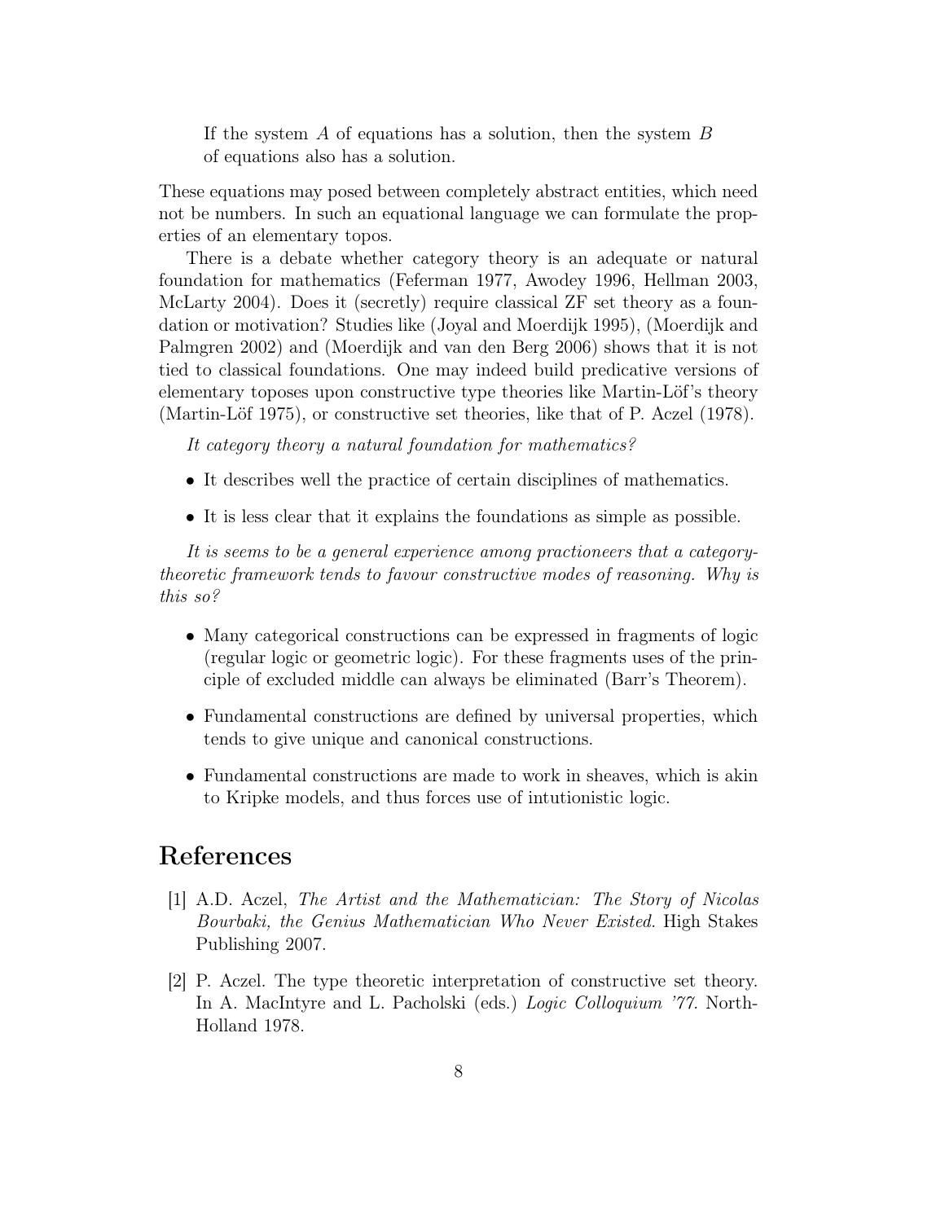> If the system $A$ of equations has a solution, then the system $B$ of equations also has a solution.

These equations may posed between completely abstract entities, which need not be numbers. In such an equational language we can formulate the properties of an elementary topos.

There is a debate whether category theory is an adequate or natural foundation for mathematics (Feferman 1977, Awodey 1996, Hellman 2003, McLarty 2004). Does it (secretly) require classical ZF set theory as a foundation or motivation? Studies like (Joyal and Moerdijk 1995), (Moerdijk and Palmgren 2002) and (Moerdijk and van den Berg 2006) shows that it is not tied to classical foundations. One may indeed build predicative versions of elementary toposes upon constructive type theories like Martin-Löf's theory (Martin-Löf 1975), or constructive set theories, like that of P. Aczel (1978).

*It category theory a natural foundation for mathematics?*

- It describes well the practice of certain disciplines of mathematics.
- It is less clear that it explains the foundations as simple as possible.

*It is seems to be a general experience among practioneers that a category-theoretic framework tends to favour constructive modes of reasoning. Why is this so?*

- Many categorical constructions can be expressed in fragments of logic (regular logic or geometric logic). For these fragments uses of the principle of excluded middle can always be eliminated (Barr's Theorem).
- Fundamental constructions are defined by universal properties, which tends to give unique and canonical constructions.
- Fundamental constructions are made to work in sheaves, which is akin to Kripke models, and thus forces use of intutionistic logic.

## References

[1] A.D. Aczel, *The Artist and the Mathematician: The Story of Nicolas Bourbaki, the Genius Mathematician Who Never Existed.* High Stakes Publishing 2007.

[2] P. Aczel. The type theoretic interpretation of constructive set theory. In A. MacIntyre and L. Pacholski (eds.) *Logic Colloquium '77.* North-Holland 1978.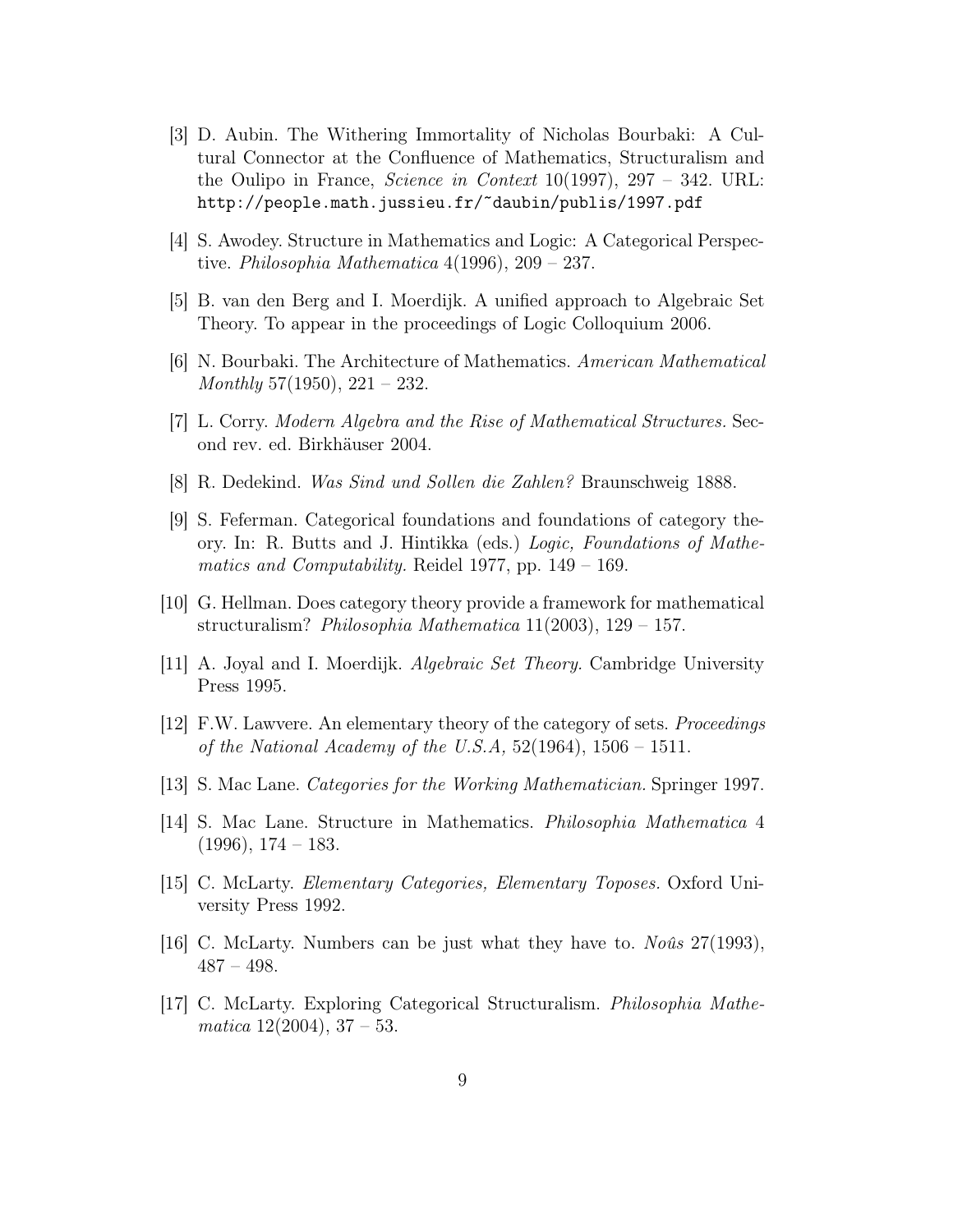[3] D. Aubin. The Withering Immortality of Nicholas Bourbaki: A Cultural Connector at the Confluence of Mathematics, Structuralism and the Oulipo in France, *Science in Context* 10(1997), 297 – 342. URL: `http://people.math.jussieu.fr/~daubin/publis/1997.pdf`

[4] S. Awodey. Structure in Mathematics and Logic: A Categorical Perspective. *Philosophia Mathematica* 4(1996), 209 – 237.

[5] B. van den Berg and I. Moerdijk. A unified approach to Algebraic Set Theory. To appear in the proceedings of Logic Colloquium 2006.

[6] N. Bourbaki. The Architecture of Mathematics. *American Mathematical Monthly* 57(1950), 221 – 232.

[7] L. Corry. *Modern Algebra and the Rise of Mathematical Structures.* Second rev. ed. Birkhäuser 2004.

[8] R. Dedekind. *Was Sind und Sollen die Zahlen?* Braunschweig 1888.

[9] S. Feferman. Categorical foundations and foundations of category theory. In: R. Butts and J. Hintikka (eds.) *Logic, Foundations of Mathematics and Computability.* Reidel 1977, pp. 149 – 169.

[10] G. Hellman. Does category theory provide a framework for mathematical structuralism? *Philosophia Mathematica* 11(2003), 129 – 157.

[11] A. Joyal and I. Moerdijk. *Algebraic Set Theory.* Cambridge University Press 1995.

[12] F.W. Lawvere. An elementary theory of the category of sets. *Proceedings of the National Academy of the U.S.A,* 52(1964), 1506 – 1511.

[13] S. Mac Lane. *Categories for the Working Mathematician.* Springer 1997.

[14] S. Mac Lane. Structure in Mathematics. *Philosophia Mathematica* 4 (1996), 174 – 183.

[15] C. McLarty. *Elementary Categories, Elementary Toposes.* Oxford University Press 1992.

[16] C. McLarty. Numbers can be just what they have to. *Noûs* 27(1993), 487 – 498.

[17] C. McLarty. Exploring Categorical Structuralism. *Philosophia Mathematica* 12(2004), 37 – 53.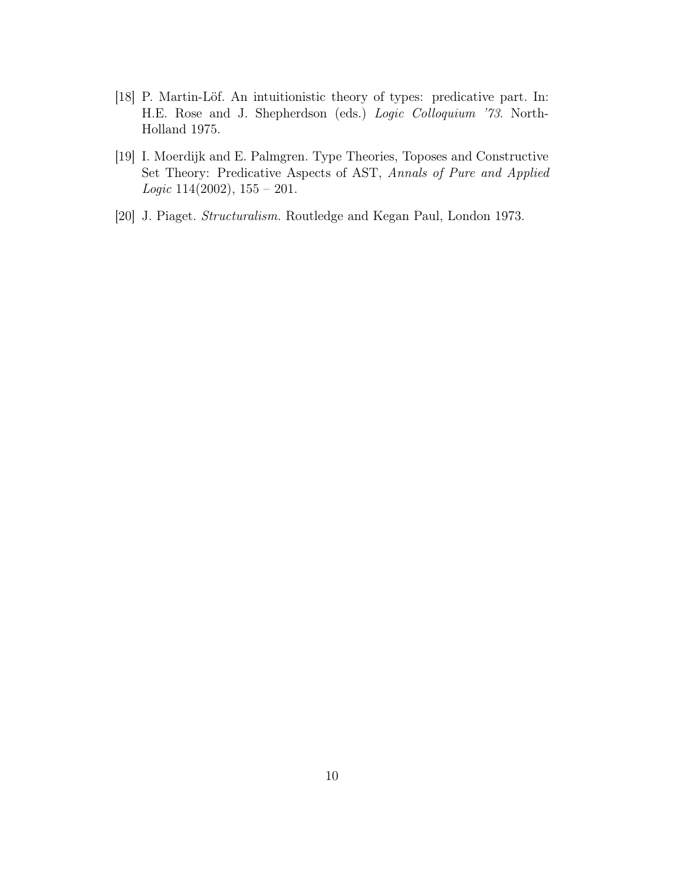[18] P. Martin-Löf. An intuitionistic theory of types: predicative part. In: H.E. Rose and J. Shepherdson (eds.) *Logic Colloquium '73*. North-Holland 1975.

[19] I. Moerdijk and E. Palmgren. Type Theories, Toposes and Constructive Set Theory: Predicative Aspects of AST, *Annals of Pure and Applied Logic* 114(2002), 155 – 201.

[20] J. Piaget. *Structuralism.* Routledge and Kegan Paul, London 1973.